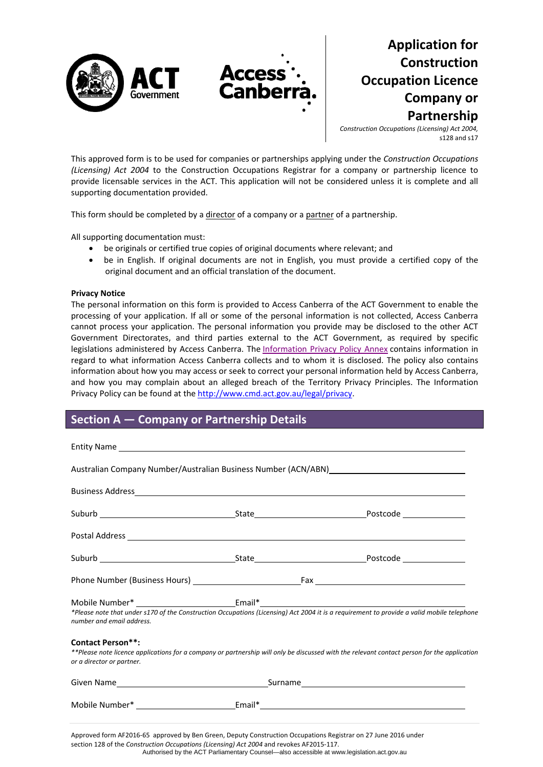# Application for Construction Occupation Licence Company or Partnership

*Construction Occupations (Licensing) Act 2004,* s128 and s17

This approved form is to be used for companies or partnerships applying under the *Construction Occupations (Licensing) Act 2004* to the Construction Occupations Registrar for a company or partnership licence to provide licensable services in the ACT. This application will not be considered unless it is complete and all supporting documentation provided.

This form should be completed by a director of a company or a partner of a partnership.

All supporting documentation must:

- be originals or certified true copies of original documents where relevant; and
- be in English. If original documents are not in English, you must provide a certified copy of the original document and an official translation of the document.

**Privacy Notice**

The personal information on this form is provided to Access Canberra of the ACT Government to enable the processing of your application. If all or some of the personal information is not collected, Access Canberra cannot process your application. The personal information you provide may be disclosed to the other ACT Government Directorates, and third parties external to the ACT Government, as required by specific legislations administered by Access Canberra. The Information Privacy Policy Annex contains information in regard to what information Access Canberra collects and to whom it is disclosed. The policy also contains information about how you may access or seek to correct your personal information held by Access Canberra, and how you may complain about an alleged breach of the Territory Privacy Principles. The Information Privacy Policy can be found at the http://www.cmd.act.gov.au/legal/privacy.

## Section A — Company or Partnership Details

Entity Name ____________________

Australian Company Number/Australian Business Number (ACN/ABN) ____________________

Business Address ____________________

Suburb ____________________ State ____________________ Postcode ____________________

Postal Address ____________________

Suburb ____________________ State ____________________ Postcode ____________________

Phone Number (Business Hours) ____________________ Fax ____________________

Mobile Number* ____________________ Email* ____________________

*\*Please note that under s170 of the Construction Occupations (Licensing) Act 2004 it is a requirement to provide a valid mobile telephone number and email address.*

**Contact Person\*\*:**

*\*\*Please note licence applications for a company or partnership will only be discussed with the relevant contact person for the application or a director or partner.*

Given Name ____________________ Surname ____________________

Mobile Number* ____________________ Email* ____________________

Approved form AF2016-65 approved by Ben Green, Deputy Construction Occupations Registrar on 27 June 2016 under section 128 of the *Construction Occupations (Licensing) Act 2004* and revokes AF2015-117.

Authorised by the ACT Parliamentary Counsel—also accessible at www.legislation.act.gov.au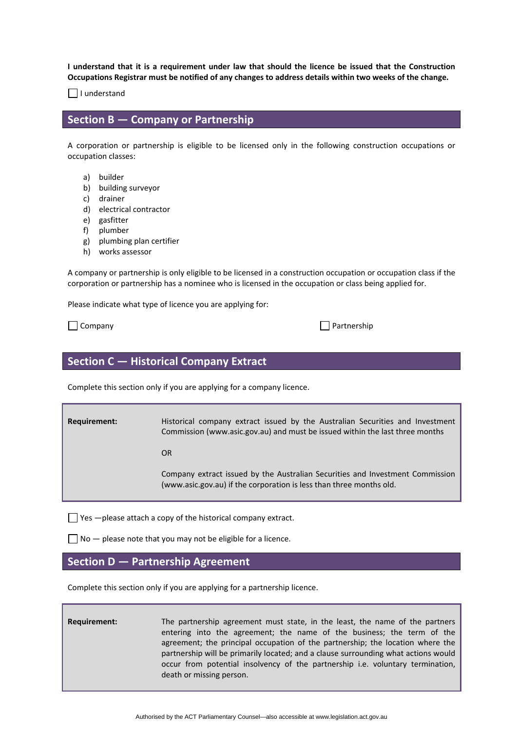**I understand that it is a requirement under law that should the licence be issued that the Construction Occupations Registrar must be notified of any changes to address details within two weeks of the change.**

☐ I understand

## Section B — Company or Partnership

A corporation or partnership is eligible to be licensed only in the following construction occupations or occupation classes:

a) builder
b) building surveyor
c) drainer
d) electrical contractor
e) gasfitter
f) plumber
g) plumbing plan certifier
h) works assessor

A company or partnership is only eligible to be licensed in a construction occupation or occupation class if the corporation or partnership has a nominee who is licensed in the occupation or class being applied for.

Please indicate what type of licence you are applying for:

☐ Company ☐ Partnership

## Section C — Historical Company Extract

Complete this section only if you are applying for a company licence.

| | |
|---|---|
| **Requirement:** | Historical company extract issued by the Australian Securities and Investment Commission (www.asic.gov.au) and must be issued within the last three months<br><br>OR<br><br>Company extract issued by the Australian Securities and Investment Commission (www.asic.gov.au) if the corporation is less than three months old. |

☐ Yes —please attach a copy of the historical company extract.

☐ No — please note that you may not be eligible for a licence.

## Section D — Partnership Agreement

Complete this section only if you are applying for a partnership licence.

| | |
|---|---|
| **Requirement:** | The partnership agreement must state, in the least, the name of the partners entering into the agreement; the name of the business; the term of the agreement; the principal occupation of the partnership; the location where the partnership will be primarily located; and a clause surrounding what actions would occur from potential insolvency of the partnership i.e. voluntary termination, death or missing person. |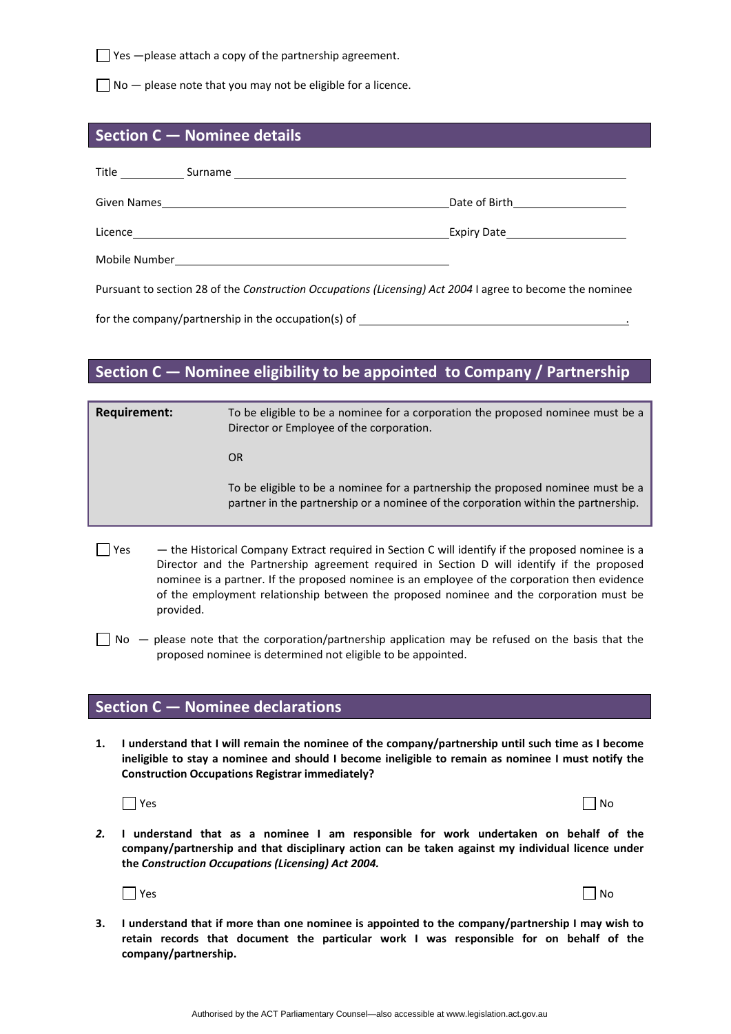☐ Yes —please attach a copy of the partnership agreement.

☐ No — please note that you may not be eligible for a licence.

## Section C — Nominee details

Title __________ Surname ____________________________________________

Given Names ______________________________ Date of Birth ______________

Licence __________________________________ Expiry Date ______________

Mobile Number ______________________________

Pursuant to section 28 of the *Construction Occupations (Licensing) Act 2004* I agree to become the nominee

for the company/partnership in the occupation(s) of ______________________________.

## Section C — Nominee eligibility to be appointed to Company / Partnership

| **Requirement:** | To be eligible to be a nominee for a corporation the proposed nominee must be a Director or Employee of the corporation.<br><br>OR<br><br>To be eligible to be a nominee for a partnership the proposed nominee must be a partner in the partnership or a nominee of the corporation within the partnership. |
|---|---|

☐ Yes — the Historical Company Extract required in Section C will identify if the proposed nominee is a Director and the Partnership agreement required in Section D will identify if the proposed nominee is a partner. If the proposed nominee is an employee of the corporation then evidence of the employment relationship between the proposed nominee and the corporation must be provided.

☐ No — please note that the corporation/partnership application may be refused on the basis that the proposed nominee is determined not eligible to be appointed.

## Section C — Nominee declarations

1. **I understand that I will remain the nominee of the company/partnership until such time as I become ineligible to stay a nominee and should I become ineligible to remain as nominee I must notify the Construction Occupations Registrar immediately?**

   ☐ Yes ☐ No

2. **I understand that as a nominee I am responsible for work undertaken on behalf of the company/partnership and that disciplinary action can be taken against my individual licence under the *Construction Occupations (Licensing) Act 2004.***

   ☐ Yes ☐ No

3. **I understand that if more than one nominee is appointed to the company/partnership I may wish to retain records that document the particular work I was responsible for on behalf of the company/partnership.**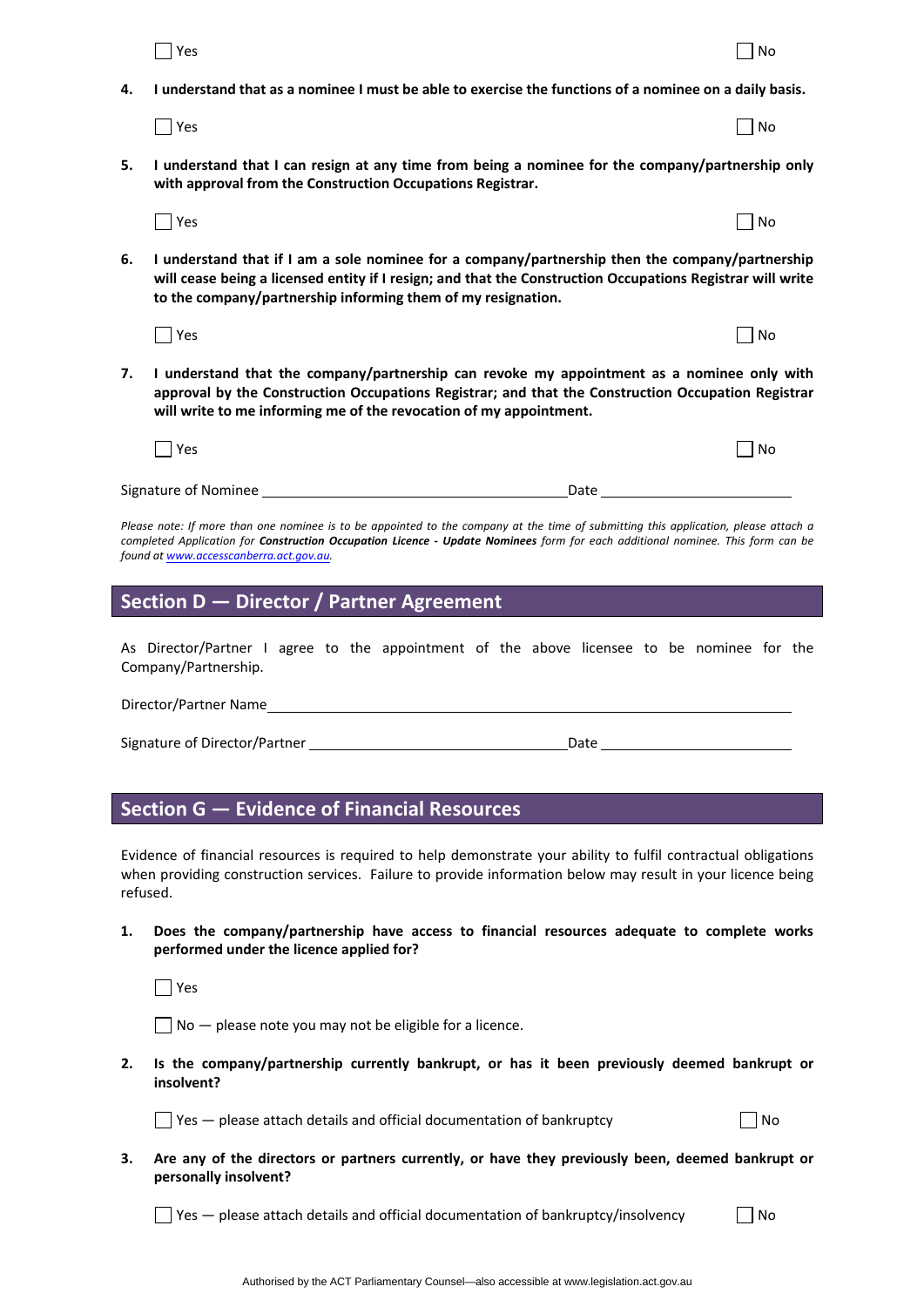☐ Yes ☐ No

**4. I understand that as a nominee I must be able to exercise the functions of a nominee on a daily basis.**

☐ Yes ☐ No

**5. I understand that I can resign at any time from being a nominee for the company/partnership only with approval from the Construction Occupations Registrar.**

☐ Yes ☐ No

**6. I understand that if I am a sole nominee for a company/partnership then the company/partnership will cease being a licensed entity if I resign; and that the Construction Occupations Registrar will write to the company/partnership informing them of my resignation.**

☐ Yes ☐ No

**7. I understand that the company/partnership can revoke my appointment as a nominee only with approval by the Construction Occupations Registrar; and that the Construction Occupation Registrar will write to me informing me of the revocation of my appointment.**

☐ Yes ☐ No

Signature of Nominee ______________________________ Date ____________________

*Please note: If more than one nominee is to be appointed to the company at the time of submitting this application, please attach a completed Application for **Construction Occupation Licence - Update Nominees** form for each additional nominee. This form can be found at www.accesscanberra.act.gov.au.*

## Section D — Director / Partner Agreement

As Director/Partner I agree to the appointment of the above licensee to be nominee for the Company/Partnership.

Director/Partner Name ______________________________

Signature of Director/Partner ______________________________ Date ____________________

## Section G — Evidence of Financial Resources

Evidence of financial resources is required to help demonstrate your ability to fulfil contractual obligations when providing construction services. Failure to provide information below may result in your licence being refused.

**1. Does the company/partnership have access to financial resources adequate to complete works performed under the licence applied for?**

☐ Yes

☐ No — please note you may not be eligible for a licence.

**2. Is the company/partnership currently bankrupt, or has it been previously deemed bankrupt or insolvent?**

☐ Yes — please attach details and official documentation of bankruptcy ☐ No

**3. Are any of the directors or partners currently, or have they previously been, deemed bankrupt or personally insolvent?**

☐ Yes — please attach details and official documentation of bankruptcy/insolvency ☐ No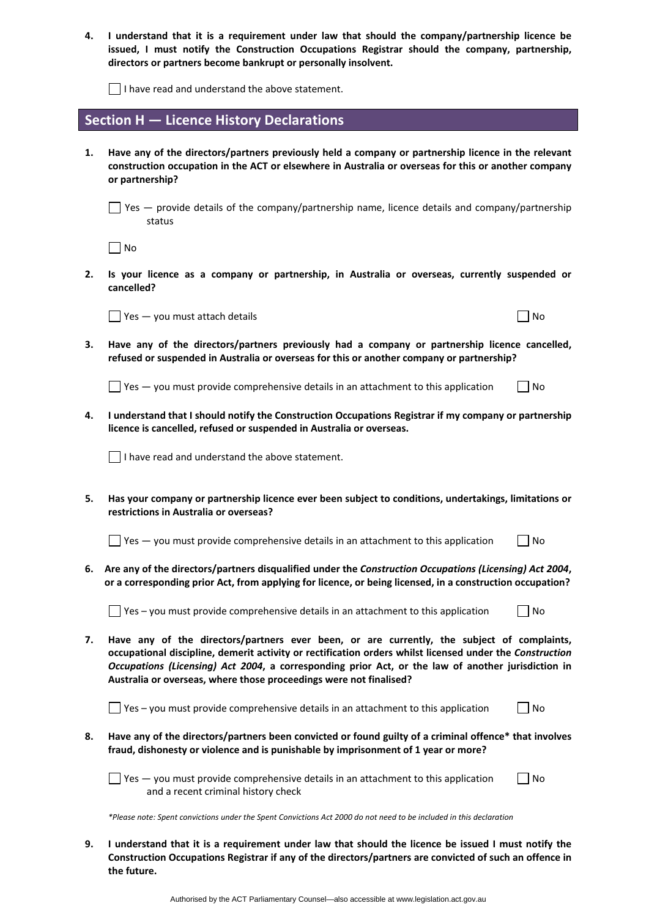4. **I understand that it is a requirement under law that should the company/partnership licence be issued, I must notify the Construction Occupations Registrar should the company, partnership, directors or partners become bankrupt or personally insolvent.**

☐ I have read and understand the above statement.

## Section H — Licence History Declarations

1. **Have any of the directors/partners previously held a company or partnership licence in the relevant construction occupation in the ACT or elsewhere in Australia or overseas for this or another company or partnership?**

   ☐ Yes — provide details of the company/partnership name, licence details and company/partnership status

   ☐ No

2. **Is your licence as a company or partnership, in Australia or overseas, currently suspended or cancelled?**

   ☐ Yes — you must attach details ☐ No

3. **Have any of the directors/partners previously had a company or partnership licence cancelled, refused or suspended in Australia or overseas for this or another company or partnership?**

   ☐ Yes — you must provide comprehensive details in an attachment to this application ☐ No

4. **I understand that I should notify the Construction Occupations Registrar if my company or partnership licence is cancelled, refused or suspended in Australia or overseas.**

   ☐ I have read and understand the above statement.

5. **Has your company or partnership licence ever been subject to conditions, undertakings, limitations or restrictions in Australia or overseas?**

   ☐ Yes — you must provide comprehensive details in an attachment to this application ☐ No

6. **Are any of the directors/partners disqualified under the *Construction Occupations (Licensing) Act 2004*, or a corresponding prior Act, from applying for licence, or being licensed, in a construction occupation?**

   ☐ Yes – you must provide comprehensive details in an attachment to this application ☐ No

7. **Have any of the directors/partners ever been, or are currently, the subject of complaints, occupational discipline, demerit activity or rectification orders whilst licensed under the *Construction Occupations (Licensing) Act 2004*, a corresponding prior Act, or the law of another jurisdiction in Australia or overseas, where those proceedings were not finalised?**

   ☐ Yes – you must provide comprehensive details in an attachment to this application ☐ No

8. **Have any of the directors/partners been convicted or found guilty of a criminal offence* that involves fraud, dishonesty or violence and is punishable by imprisonment of 1 year or more?**

   ☐ Yes — you must provide comprehensive details in an attachment to this application and a recent criminal history check ☐ No

*\*Please note: Spent convictions under the Spent Convictions Act 2000 do not need to be included in this declaration*

9. **I understand that it is a requirement under law that should the licence be issued I must notify the Construction Occupations Registrar if any of the directors/partners are convicted of such an offence in the future.**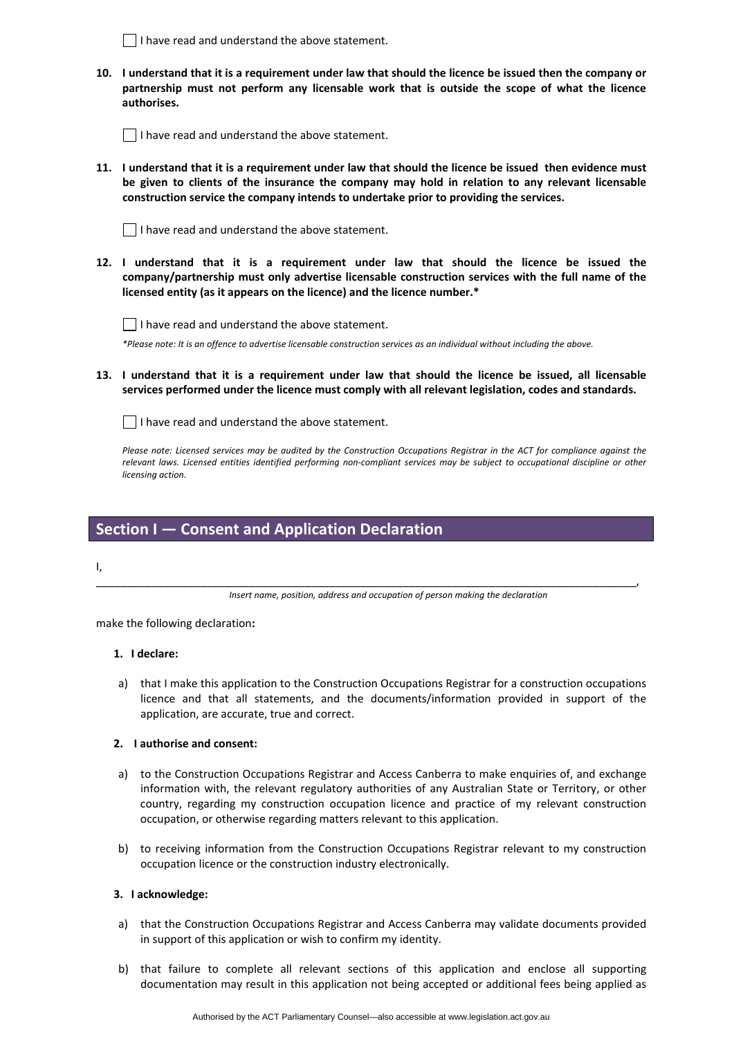☐ I have read and understand the above statement.

**10. I understand that it is a requirement under law that should the licence be issued then the company or partnership must not perform any licensable work that is outside the scope of what the licence authorises.**

☐ I have read and understand the above statement.

**11. I understand that it is a requirement under law that should the licence be issued then evidence must be given to clients of the insurance the company may hold in relation to any relevant licensable construction service the company intends to undertake prior to providing the services.**

☐ I have read and understand the above statement.

**12. I understand that it is a requirement under law that should the licence be issued the company/partnership must only advertise licensable construction services with the full name of the licensed entity (as it appears on the licence) and the licence number.***

☐ I have read and understand the above statement.

*\*Please note: It is an offence to advertise licensable construction services as an individual without including the above.*

**13. I understand that it is a requirement under law that should the licence be issued, all licensable services performed under the licence must comply with all relevant legislation, codes and standards.**

☐ I have read and understand the above statement.

*Please note: Licensed services may be audited by the Construction Occupations Registrar in the ACT for compliance against the relevant laws. Licensed entities identified performing non-compliant services may be subject to occupational discipline or other licensing action.*

## Section I — Consent and Application Declaration

I,

______________________________________________________________________________________________,

*Insert name, position, address and occupation of person making the declaration*

make the following declaration**:**

**1. I declare:**

a) that I make this application to the Construction Occupations Registrar for a construction occupations licence and that all statements, and the documents/information provided in support of the application, are accurate, true and correct.

**2. I authorise and consent:**

a) to the Construction Occupations Registrar and Access Canberra to make enquiries of, and exchange information with, the relevant regulatory authorities of any Australian State or Territory, or other country, regarding my construction occupation licence and practice of my relevant construction occupation, or otherwise regarding matters relevant to this application.

b) to receiving information from the Construction Occupations Registrar relevant to my construction occupation licence or the construction industry electronically.

**3. I acknowledge:**

a) that the Construction Occupations Registrar and Access Canberra may validate documents provided in support of this application or wish to confirm my identity.

b) that failure to complete all relevant sections of this application and enclose all supporting documentation may result in this application not being accepted or additional fees being applied as

Authorised by the ACT Parliamentary Counsel—also accessible at www.legislation.act.gov.au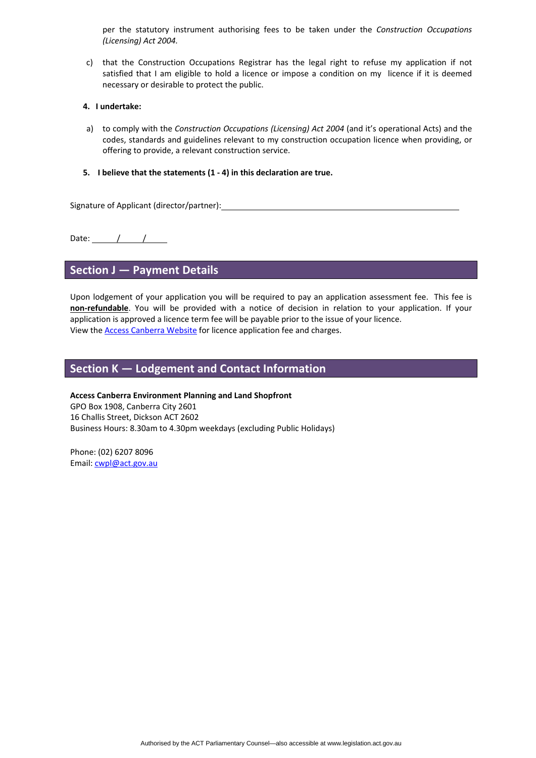per the statutory instrument authorising fees to be taken under the *Construction Occupations (Licensing) Act 2004.*

c) that the Construction Occupations Registrar has the legal right to refuse my application if not satisfied that I am eligible to hold a licence or impose a condition on my licence if it is deemed necessary or desirable to protect the public.

**4. I undertake:**

a) to comply with the *Construction Occupations (Licensing) Act 2004* (and it's operational Acts) and the codes, standards and guidelines relevant to my construction occupation licence when providing, or offering to provide, a relevant construction service.

**5. I believe that the statements (1 - 4) in this declaration are true.**

Signature of Applicant (director/partner): ______________________________

Date: \_\_\_\_ / \_\_\_\_ / \_\_\_\_

## Section J — Payment Details

Upon lodgement of your application you will be required to pay an application assessment fee. This fee is **non-refundable**. You will be provided with a notice of decision in relation to your application. If your application is approved a licence term fee will be payable prior to the issue of your licence.
View the Access Canberra Website for licence application fee and charges.

## Section K — Lodgement and Contact Information

**Access Canberra Environment Planning and Land Shopfront**
GPO Box 1908, Canberra City 2601
16 Challis Street, Dickson ACT 2602
Business Hours: 8.30am to 4.30pm weekdays (excluding Public Holidays)

Phone: (02) 6207 8096
Email: cwpl@act.gov.au